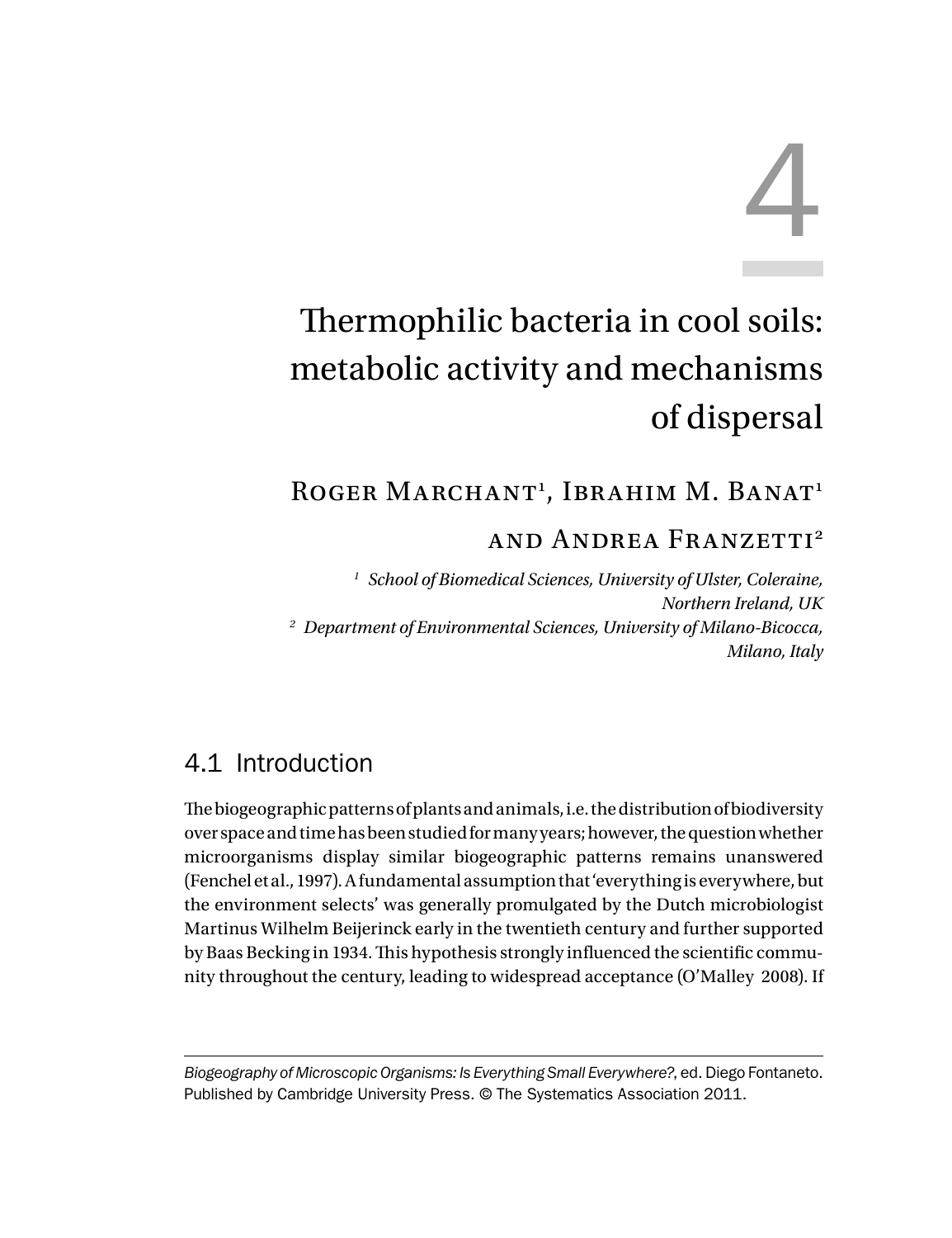# 4

# Thermophilic bacteria in cool soils: metabolic activity and mechanisms of dispersal

Roger Marchant[1], Ibrahim M. Banat[1] and Andrea Franzetti[2]

[1] *School of Biomedical Sciences, University of Ulster, Coleraine, Northern Ireland, UK*

[2] *Department of Environmental Sciences, University of Milano-Bicocca, Milano, Italy*

## 4.1 Introduction

The biogeographic patterns of plants and animals, i.e. the distribution of biodiversity over space and time has been studied for many years; however, the question whether microorganisms display similar biogeographic patterns remains unanswered (Fenchel et al., 1997). A fundamental assumption that 'everything is everywhere, but the environment selects' was generally promulgated by the Dutch microbiologist Martinus Wilhelm Beijerinck early in the twentieth century and further supported by Baas Becking in 1934. This hypothesis strongly influenced the scientific community throughout the century, leading to widespread acceptance (O'Malley 2008). If

---

*Biogeography of Microscopic Organisms: Is Everything Small Everywhere?*, ed. Diego Fontaneto. Published by Cambridge University Press. © The Systematics Association 2011.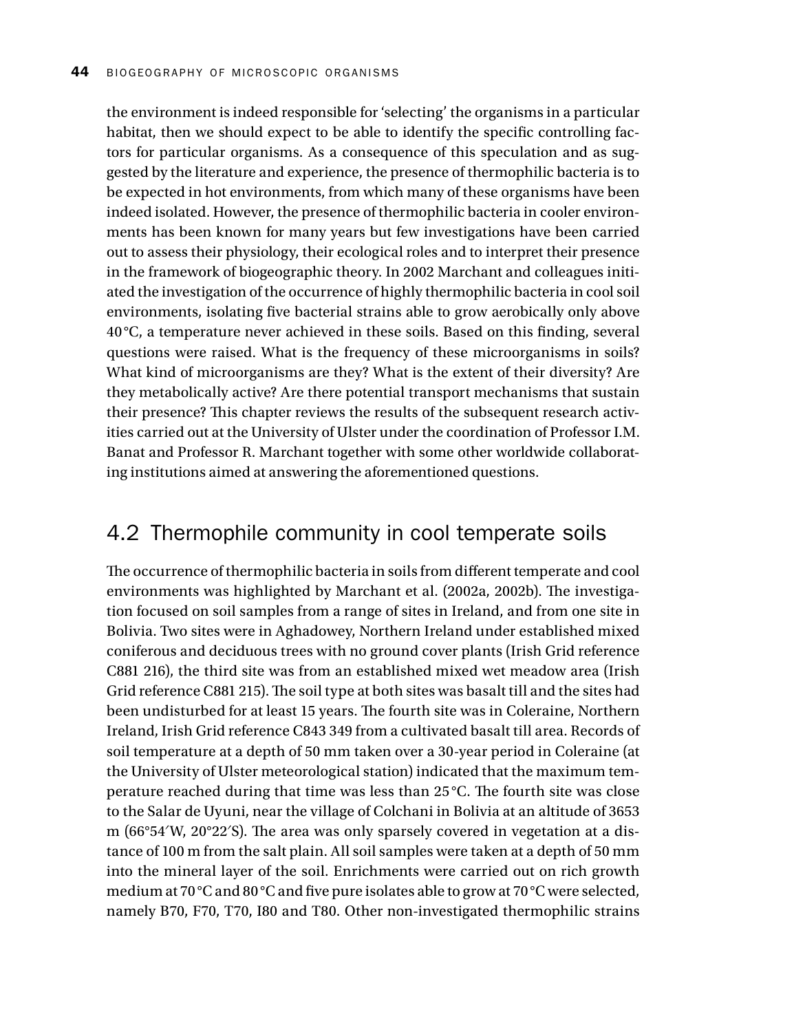the environment is indeed responsible for 'selecting' the organisms in a particular habitat, then we should expect to be able to identify the specific controlling factors for particular organisms. As a consequence of this speculation and as suggested by the literature and experience, the presence of thermophilic bacteria is to be expected in hot environments, from which many of these organisms have been indeed isolated. However, the presence of thermophilic bacteria in cooler environments has been known for many years but few investigations have been carried out to assess their physiology, their ecological roles and to interpret their presence in the framework of biogeographic theory. In 2002 Marchant and colleagues initiated the investigation of the occurrence of highly thermophilic bacteria in cool soil environments, isolating five bacterial strains able to grow aerobically only above 40 °C, a temperature never achieved in these soils. Based on this finding, several questions were raised. What is the frequency of these microorganisms in soils? What kind of microorganisms are they? What is the extent of their diversity? Are they metabolically active? Are there potential transport mechanisms that sustain their presence? This chapter reviews the results of the subsequent research activities carried out at the University of Ulster under the coordination of Professor I.M. Banat and Professor R. Marchant together with some other worldwide collaborating institutions aimed at answering the aforementioned questions.

## 4.2 Thermophile community in cool temperate soils

The occurrence of thermophilic bacteria in soils from different temperate and cool environments was highlighted by Marchant et al. (2002a, 2002b). The investigation focused on soil samples from a range of sites in Ireland, and from one site in Bolivia. Two sites were in Aghadowey, Northern Ireland under established mixed coniferous and deciduous trees with no ground cover plants (Irish Grid reference C881 216), the third site was from an established mixed wet meadow area (Irish Grid reference C881 215). The soil type at both sites was basalt till and the sites had been undisturbed for at least 15 years. The fourth site was in Coleraine, Northern Ireland, Irish Grid reference C843 349 from a cultivated basalt till area. Records of soil temperature at a depth of 50 mm taken over a 30-year period in Coleraine (at the University of Ulster meteorological station) indicated that the maximum temperature reached during that time was less than 25 °C. The fourth site was close to the Salar de Uyuni, near the village of Colchani in Bolivia at an altitude of 3653 m (66°54′W, 20°22′S). The area was only sparsely covered in vegetation at a distance of 100 m from the salt plain. All soil samples were taken at a depth of 50 mm into the mineral layer of the soil. Enrichments were carried out on rich growth medium at 70 °C and 80 °C and five pure isolates able to grow at 70 °C were selected, namely B70, F70, T70, I80 and T80. Other non-investigated thermophilic strains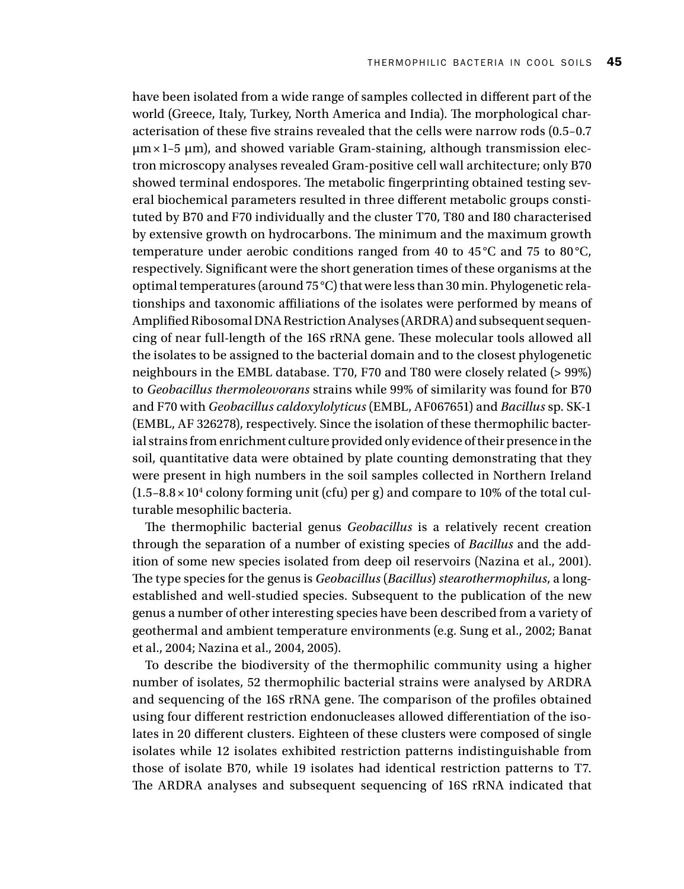have been isolated from a wide range of samples collected in different part of the world (Greece, Italy, Turkey, North America and India). The morphological characterisation of these five strains revealed that the cells were narrow rods (0.5–0.7 μm × 1–5 μm), and showed variable Gram-staining, although transmission electron microscopy analyses revealed Gram-positive cell wall architecture; only B70 showed terminal endospores. The metabolic fingerprinting obtained testing several biochemical parameters resulted in three different metabolic groups constituted by B70 and F70 individually and the cluster T70, T80 and I80 characterised by extensive growth on hydrocarbons. The minimum and the maximum growth temperature under aerobic conditions ranged from 40 to 45 °C and 75 to 80 °C, respectively. Significant were the short generation times of these organisms at the optimal temperatures (around 75 °C) that were less than 30 min. Phylogenetic relationships and taxonomic affiliations of the isolates were performed by means of Amplified Ribosomal DNA Restriction Analyses (ARDRA) and subsequent sequencing of near full-length of the 16S rRNA gene. These molecular tools allowed all the isolates to be assigned to the bacterial domain and to the closest phylogenetic neighbours in the EMBL database. T70, F70 and T80 were closely related (> 99%) to *Geobacillus thermoleovorans* strains while 99% of similarity was found for B70 and F70 with *Geobacillus caldoxylolyticus* (EMBL, AF067651) and *Bacillus* sp. SK-1 (EMBL, AF 326278), respectively. Since the isolation of these thermophilic bacterial strains from enrichment culture provided only evidence of their presence in the soil, quantitative data were obtained by plate counting demonstrating that they were present in high numbers in the soil samples collected in Northern Ireland ($1.5–8.8 \times 10^4$ colony forming unit (cfu) per g) and compare to 10% of the total culturable mesophilic bacteria.

The thermophilic bacterial genus *Geobacillus* is a relatively recent creation through the separation of a number of existing species of *Bacillus* and the addition of some new species isolated from deep oil reservoirs (Nazina et al., 2001). The type species for the genus is *Geobacillus* (*Bacillus*) *stearothermophilus*, a long-established and well-studied species. Subsequent to the publication of the new genus a number of other interesting species have been described from a variety of geothermal and ambient temperature environments (e.g. Sung et al., 2002; Banat et al., 2004; Nazina et al., 2004, 2005).

To describe the biodiversity of the thermophilic community using a higher number of isolates, 52 thermophilic bacterial strains were analysed by ARDRA and sequencing of the 16S rRNA gene. The comparison of the profiles obtained using four different restriction endonucleases allowed differentiation of the isolates in 20 different clusters. Eighteen of these clusters were composed of single isolates while 12 isolates exhibited restriction patterns indistinguishable from those of isolate B70, while 19 isolates had identical restriction patterns to T7. The ARDRA analyses and subsequent sequencing of 16S rRNA indicated that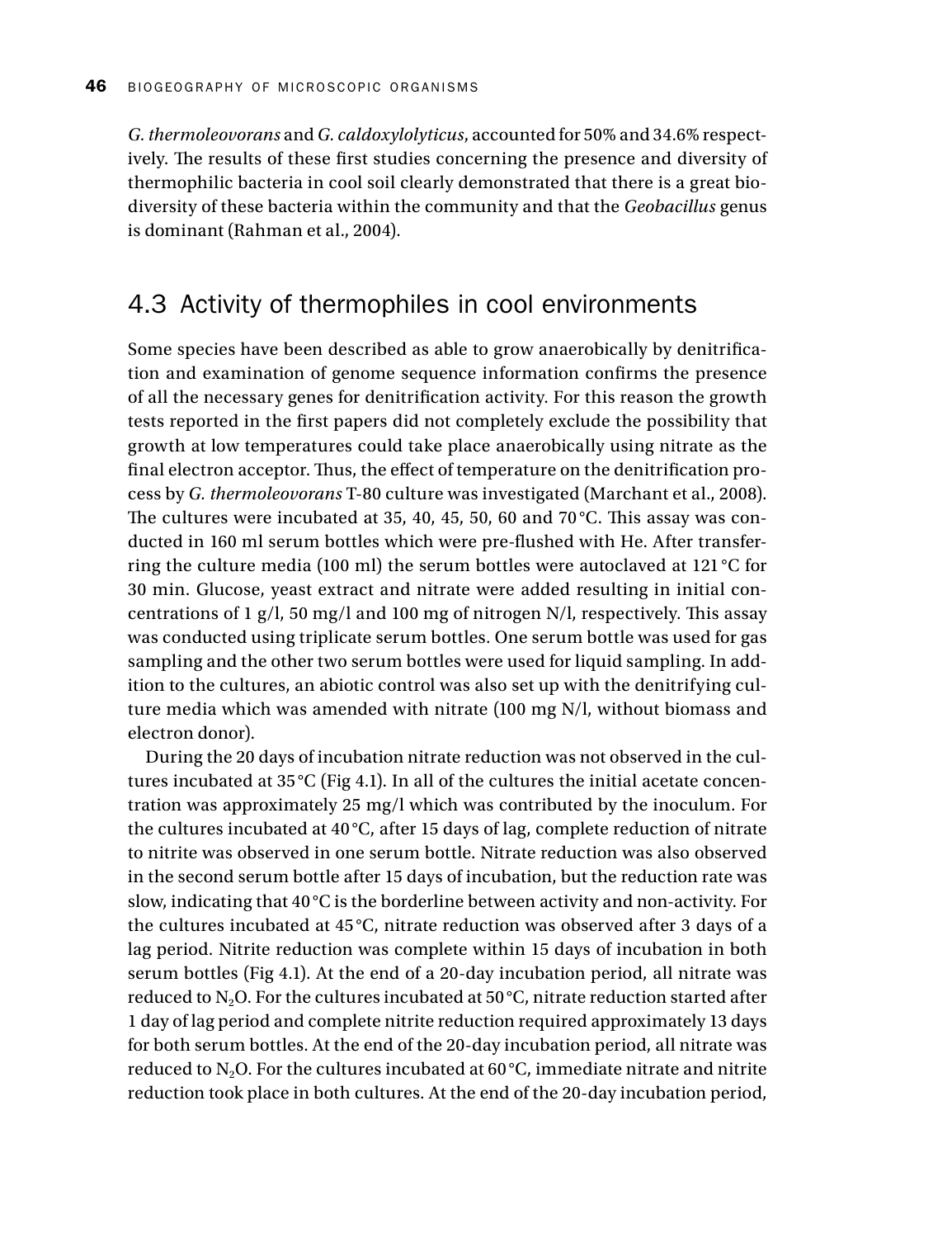*G. thermoleovorans* and *G. caldoxylolyticus*, accounted for 50% and 34.6% respectively. The results of these first studies concerning the presence and diversity of thermophilic bacteria in cool soil clearly demonstrated that there is a great biodiversity of these bacteria within the community and that the *Geobacillus* genus is dominant (Rahman et al., 2004).

## 4.3 Activity of thermophiles in cool environments

Some species have been described as able to grow anaerobically by denitrification and examination of genome sequence information confirms the presence of all the necessary genes for denitrification activity. For this reason the growth tests reported in the first papers did not completely exclude the possibility that growth at low temperatures could take place anaerobically using nitrate as the final electron acceptor. Thus, the effect of temperature on the denitrification process by *G. thermoleovorans* T-80 culture was investigated (Marchant et al., 2008). The cultures were incubated at 35, 40, 45, 50, 60 and 70 °C. This assay was conducted in 160 ml serum bottles which were pre-flushed with He. After transferring the culture media (100 ml) the serum bottles were autoclaved at 121 °C for 30 min. Glucose, yeast extract and nitrate were added resulting in initial concentrations of 1 g/l, 50 mg/l and 100 mg of nitrogen N/l, respectively. This assay was conducted using triplicate serum bottles. One serum bottle was used for gas sampling and the other two serum bottles were used for liquid sampling. In addition to the cultures, an abiotic control was also set up with the denitrifying culture media which was amended with nitrate (100 mg N/l, without biomass and electron donor).

During the 20 days of incubation nitrate reduction was not observed in the cultures incubated at 35 °C (Fig 4.1). In all of the cultures the initial acetate concentration was approximately 25 mg/l which was contributed by the inoculum. For the cultures incubated at 40 °C, after 15 days of lag, complete reduction of nitrate to nitrite was observed in one serum bottle. Nitrate reduction was also observed in the second serum bottle after 15 days of incubation, but the reduction rate was slow, indicating that 40 °C is the borderline between activity and non-activity. For the cultures incubated at 45 °C, nitrate reduction was observed after 3 days of a lag period. Nitrite reduction was complete within 15 days of incubation in both serum bottles (Fig 4.1). At the end of a 20-day incubation period, all nitrate was reduced to $N_2O$. For the cultures incubated at 50 °C, nitrate reduction started after 1 day of lag period and complete nitrite reduction required approximately 13 days for both serum bottles. At the end of the 20-day incubation period, all nitrate was reduced to $N_2O$. For the cultures incubated at 60 °C, immediate nitrate and nitrite reduction took place in both cultures. At the end of the 20-day incubation period,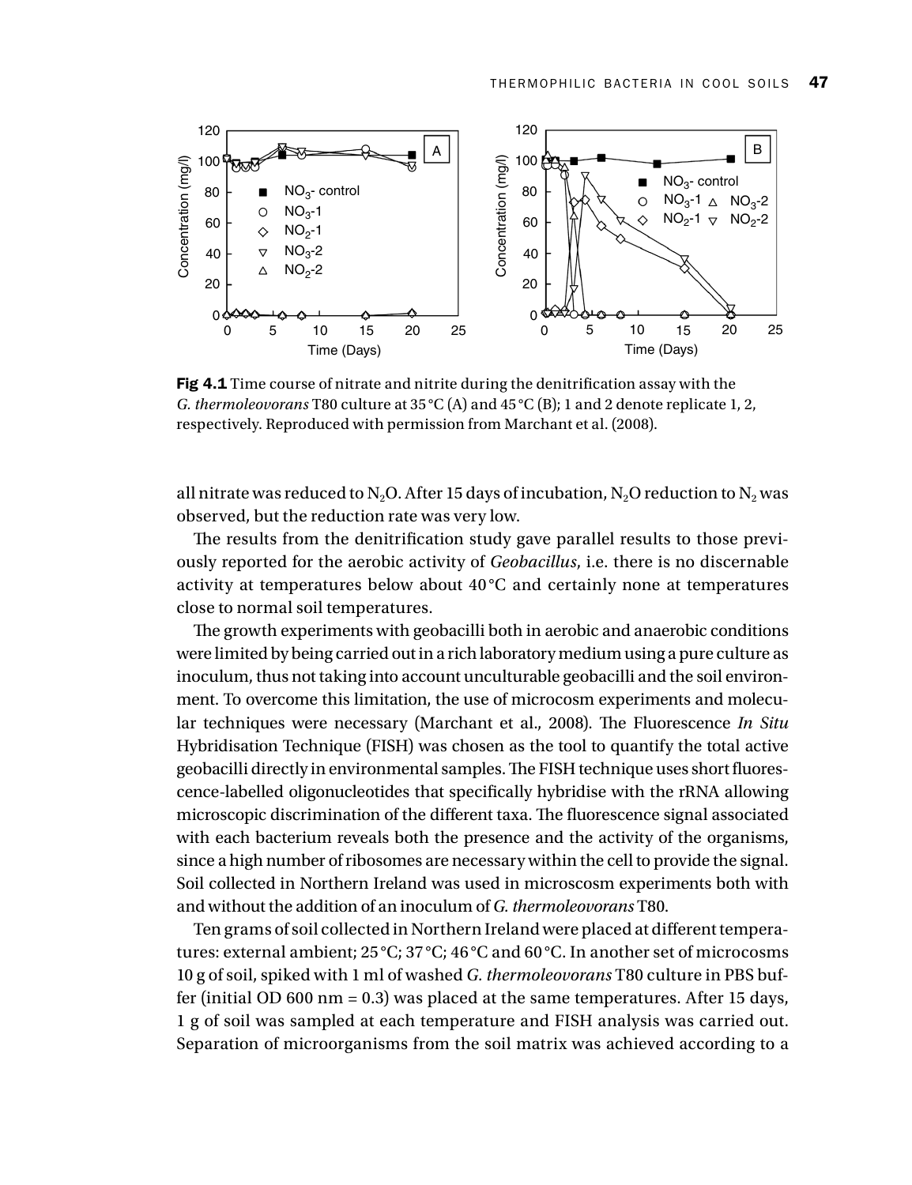120
100
80
60
40
20
0
0 5 10 15 20 25
Time (Days)
Concentration (mg/l)
A
$NO_3$- control
$NO_3$-1
$NO_2$-1
$NO_3$-2
$NO_2$-2

120
100
80
60
40
20
0
0 5 10 15 20 25
Time (Days)
Concentration (mg/l)
B
$NO_3$- control
$NO_3$-1 $NO_3$-2
$NO_2$-1 $NO_2$-2

**Fig 4.1** Time course of nitrate and nitrite during the denitrification assay with the *G. thermoleovorans* T80 culture at 35 °C (A) and 45 °C (B); 1 and 2 denote replicate 1, 2, respectively. Reproduced with permission from Marchant et al. (2008).

all nitrate was reduced to $N_2O$. After 15 days of incubation, $N_2O$ reduction to $N_2$ was observed, but the reduction rate was very low.

The results from the denitrification study gave parallel results to those previously reported for the aerobic activity of *Geobacillus*, i.e. there is no discernable activity at temperatures below about 40 °C and certainly none at temperatures close to normal soil temperatures.

The growth experiments with geobacilli both in aerobic and anaerobic conditions were limited by being carried out in a rich laboratory medium using a pure culture as inoculum, thus not taking into account unculturable geobacilli and the soil environment. To overcome this limitation, the use of microcosm experiments and molecular techniques were necessary (Marchant et al., 2008). The Fluorescence *In Situ* Hybridisation Technique (FISH) was chosen as the tool to quantify the total active geobacilli directly in environmental samples. The FISH technique uses short fluorescence-labelled oligonucleotides that specifically hybridise with the rRNA allowing microscopic discrimination of the different taxa. The fluorescence signal associated with each bacterium reveals both the presence and the activity of the organisms, since a high number of ribosomes are necessary within the cell to provide the signal. Soil collected in Northern Ireland was used in microscosm experiments both with and without the addition of an inoculum of *G. thermoleovorans* T80.

Ten grams of soil collected in Northern Ireland were placed at different temperatures: external ambient; 25 °C; 37 °C; 46 °C and 60 °C. In another set of microcosms 10 g of soil, spiked with 1 ml of washed *G. thermoleovorans* T80 culture in PBS buffer (initial OD 600 nm = 0.3) was placed at the same temperatures. After 15 days, 1 g of soil was sampled at each temperature and FISH analysis was carried out. Separation of microorganisms from the soil matrix was achieved according to a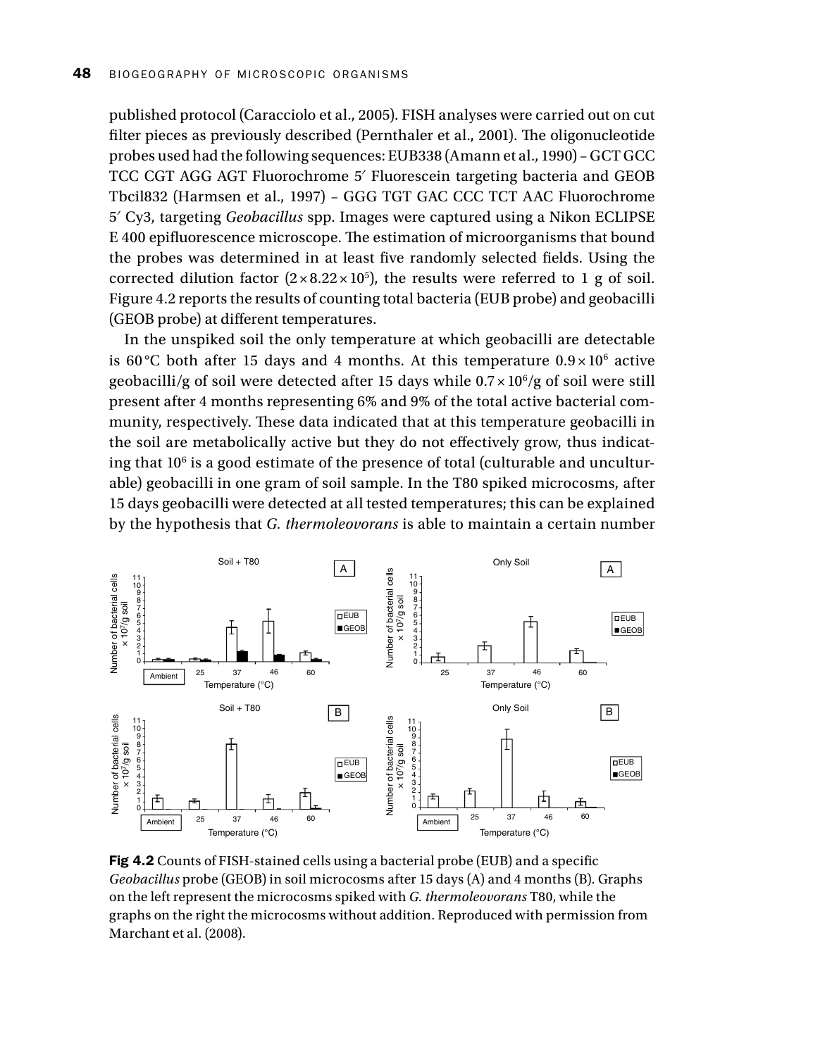published protocol (Caracciolo et al., 2005). FISH analyses were carried out on cut filter pieces as previously described (Pernthaler et al., 2001). The oligonucleotide probes used had the following sequences: EUB338 (Amann et al., 1990) – GCT GCC TCC CGT AGG AGT Fluorochrome 5′ Fluorescein targeting bacteria and GEOB Tbcil832 (Harmsen et al., 1997) – GGG TGT GAC CCC TCT AAC Fluorochrome 5′ Cy3, targeting *Geobacillus* spp. Images were captured using a Nikon ECLIPSE E 400 epifluorescence microscope. The estimation of microorganisms that bound the probes was determined in at least five randomly selected fields. Using the corrected dilution factor ($2 \times 8.22 \times 10^5$), the results were referred to 1 g of soil. Figure 4.2 reports the results of counting total bacteria (EUB probe) and geobacilli (GEOB probe) at different temperatures.

In the unspiked soil the only temperature at which geobacilli are detectable is 60 °C both after 15 days and 4 months. At this temperature $0.9 \times 10^6$ active geobacilli/g of soil were detected after 15 days while $0.7 \times 10^6$/g of soil were still present after 4 months representing 6% and 9% of the total active bacterial community, respectively. These data indicated that at this temperature geobacilli in the soil are metabolically active but they do not effectively grow, thus indicating that $10^6$ is a good estimate of the presence of total (culturable and unculturable) geobacilli in one gram of soil sample. In the T80 spiked microcosms, after 15 days geobacilli were detected at all tested temperatures; this can be explained by the hypothesis that *G. thermoleovorans* is able to maintain a certain number

Soil + T80
A
Number of bacterial cells × 10^7/g soil
11
10
9
8
7
6
5
4
3
2
1
0
EUB
GEOB
Ambient
25
37
46
60
Temperature (°C)

Only Soil
A
Number of bacterial cells × 10^7/g soil
11
10
9
8
7
6
5
4
3
2
1
0
EUB
GEOB
25
37
46
60
Temperature (°C)

Soil + T80
B
Number of bacterial cells × 10^7/g soil
11
10
9
8
7
6
5
4
3
2
1
0
EUB
GEOB
Ambient
25
37
46
60
Temperature (°C)

Only Soil
B
Number of bacterial cells × 10^7/g soil
11
10
9
8
7
6
5
4
3
2
1
0
EUB
GEOB
Ambient
25
37
46
60
Temperature (°C)

**Fig 4.2** Counts of FISH-stained cells using a bacterial probe (EUB) and a specific *Geobacillus* probe (GEOB) in soil microcosms after 15 days (A) and 4 months (B). Graphs on the left represent the microcosms spiked with *G. thermoleovorans* T80, while the graphs on the right the microcosms without addition. Reproduced with permission from Marchant et al. (2008).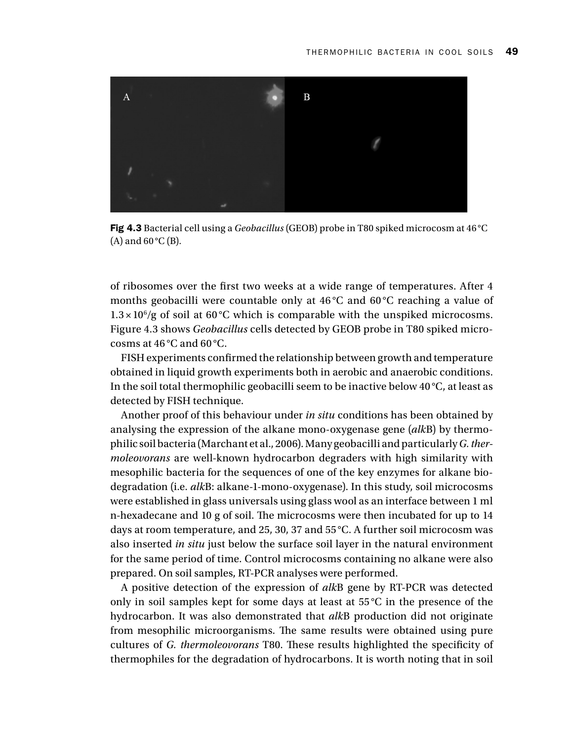A

B

**Fig 4.3** Bacterial cell using a *Geobacillus* (GEOB) probe in T80 spiked microcosm at 46 °C (A) and 60 °C (B).

of ribosomes over the first two weeks at a wide range of temperatures. After 4 months geobacilli were countable only at 46 °C and 60 °C reaching a value of $1.3 \times 10^6$/g of soil at 60 °C which is comparable with the unspiked microcosms. Figure 4.3 shows *Geobacillus* cells detected by GEOB probe in T80 spiked microcosms at 46 °C and 60 °C.

FISH experiments confirmed the relationship between growth and temperature obtained in liquid growth experiments both in aerobic and anaerobic conditions. In the soil total thermophilic geobacilli seem to be inactive below 40 °C, at least as detected by FISH technique.

Another proof of this behaviour under *in situ* conditions has been obtained by analysing the expression of the alkane mono-oxygenase gene (*alk*B) by thermophilic soil bacteria (Marchant et al., 2006). Many geobacilli and particularly *G. thermoleovorans* are well-known hydrocarbon degraders with high similarity with mesophilic bacteria for the sequences of one of the key enzymes for alkane biodegradation (i.e. *alk*B: alkane-1-mono-oxygenase). In this study, soil microcosms were established in glass universals using glass wool as an interface between 1 ml n-hexadecane and 10 g of soil. The microcosms were then incubated for up to 14 days at room temperature, and 25, 30, 37 and 55 °C. A further soil microcosm was also inserted *in situ* just below the surface soil layer in the natural environment for the same period of time. Control microcosms containing no alkane were also prepared. On soil samples, RT-PCR analyses were performed.

A positive detection of the expression of *alk*B gene by RT-PCR was detected only in soil samples kept for some days at least at 55 °C in the presence of the hydrocarbon. It was also demonstrated that *alk*B production did not originate from mesophilic microorganisms. The same results were obtained using pure cultures of *G. thermoleovorans* T80. These results highlighted the specificity of thermophiles for the degradation of hydrocarbons. It is worth noting that in soil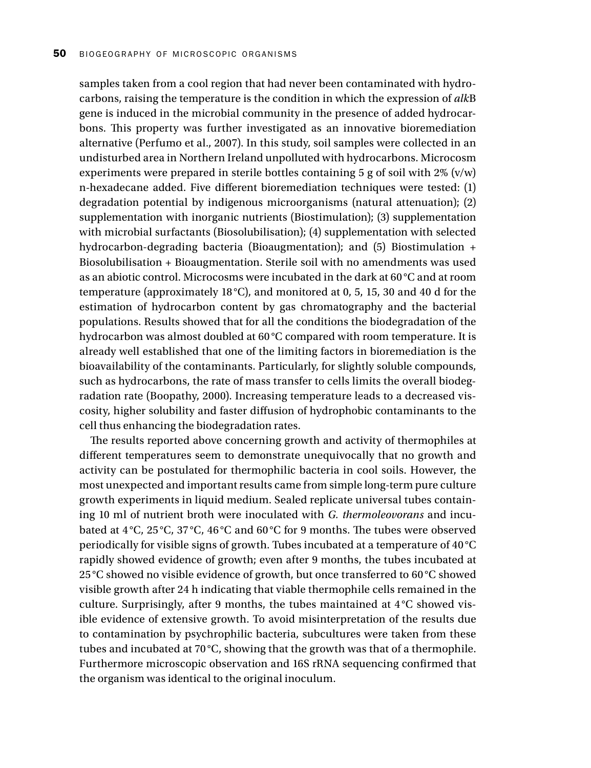samples taken from a cool region that had never been contaminated with hydrocarbons, raising the temperature is the condition in which the expression of *alk*B gene is induced in the microbial community in the presence of added hydrocarbons. This property was further investigated as an innovative bioremediation alternative (Perfumo et al., 2007). In this study, soil samples were collected in an undisturbed area in Northern Ireland unpolluted with hydrocarbons. Microcosm experiments were prepared in sterile bottles containing 5 g of soil with 2% (v/w) n-hexadecane added. Five different bioremediation techniques were tested: (1) degradation potential by indigenous microorganisms (natural attenuation); (2) supplementation with inorganic nutrients (Biostimulation); (3) supplementation with microbial surfactants (Biosolubilisation); (4) supplementation with selected hydrocarbon-degrading bacteria (Bioaugmentation); and (5) Biostimulation + Biosolubilisation + Bioaugmentation. Sterile soil with no amendments was used as an abiotic control. Microcosms were incubated in the dark at 60 °C and at room temperature (approximately 18 °C), and monitored at 0, 5, 15, 30 and 40 d for the estimation of hydrocarbon content by gas chromatography and the bacterial populations. Results showed that for all the conditions the biodegradation of the hydrocarbon was almost doubled at 60 °C compared with room temperature. It is already well established that one of the limiting factors in bioremediation is the bioavailability of the contaminants. Particularly, for slightly soluble compounds, such as hydrocarbons, the rate of mass transfer to cells limits the overall biodegradation rate (Boopathy, 2000). Increasing temperature leads to a decreased viscosity, higher solubility and faster diffusion of hydrophobic contaminants to the cell thus enhancing the biodegradation rates.

The results reported above concerning growth and activity of thermophiles at different temperatures seem to demonstrate unequivocally that no growth and activity can be postulated for thermophilic bacteria in cool soils. However, the most unexpected and important results came from simple long-term pure culture growth experiments in liquid medium. Sealed replicate universal tubes containing 10 ml of nutrient broth were inoculated with *G. thermoleovorans* and incubated at 4 °C, 25 °C, 37 °C, 46 °C and 60 °C for 9 months. The tubes were observed periodically for visible signs of growth. Tubes incubated at a temperature of 40 °C rapidly showed evidence of growth; even after 9 months, the tubes incubated at 25 °C showed no visible evidence of growth, but once transferred to 60 °C showed visible growth after 24 h indicating that viable thermophile cells remained in the culture. Surprisingly, after 9 months, the tubes maintained at 4 °C showed visible evidence of extensive growth. To avoid misinterpretation of the results due to contamination by psychrophilic bacteria, subcultures were taken from these tubes and incubated at 70 °C, showing that the growth was that of a thermophile. Furthermore microscopic observation and 16S rRNA sequencing confirmed that the organism was identical to the original inoculum.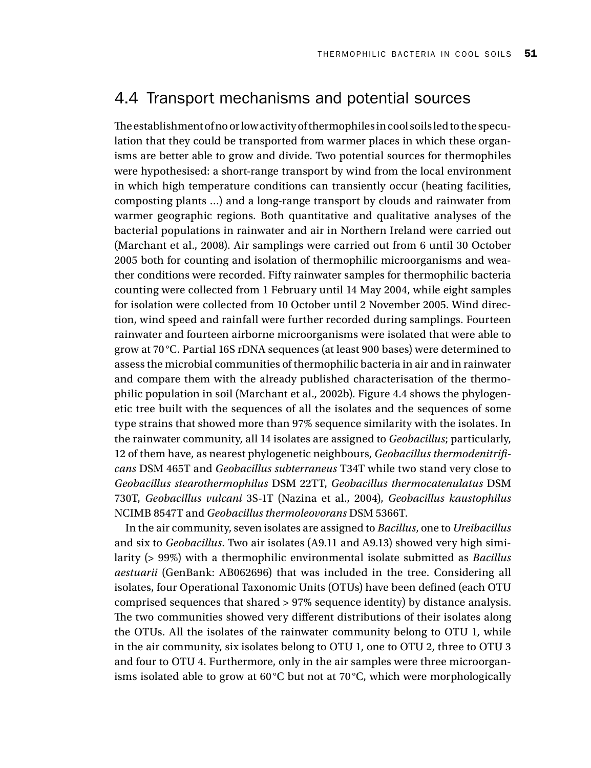## 4.4 Transport mechanisms and potential sources

The establishment of no or low activity of thermophiles in cool soils led to the speculation that they could be transported from warmer places in which these organisms are better able to grow and divide. Two potential sources for thermophiles were hypothesised: a short-range transport by wind from the local environment in which high temperature conditions can transiently occur (heating facilities, composting plants ...) and a long-range transport by clouds and rainwater from warmer geographic regions. Both quantitative and qualitative analyses of the bacterial populations in rainwater and air in Northern Ireland were carried out (Marchant et al., 2008). Air samplings were carried out from 6 until 30 October 2005 both for counting and isolation of thermophilic microorganisms and weather conditions were recorded. Fifty rainwater samples for thermophilic bacteria counting were collected from 1 February until 14 May 2004, while eight samples for isolation were collected from 10 October until 2 November 2005. Wind direction, wind speed and rainfall were further recorded during samplings. Fourteen rainwater and fourteen airborne microorganisms were isolated that were able to grow at 70 °C. Partial 16S rDNA sequences (at least 900 bases) were determined to assess the microbial communities of thermophilic bacteria in air and in rainwater and compare them with the already published characterisation of the thermophilic population in soil (Marchant et al., 2002b). Figure 4.4 shows the phylogenetic tree built with the sequences of all the isolates and the sequences of some type strains that showed more than 97% sequence similarity with the isolates. In the rainwater community, all 14 isolates are assigned to *Geobacillus*; particularly, 12 of them have, as nearest phylogenetic neighbours, *Geobacillus thermodenitrificans* DSM 465T and *Geobacillus subterraneus* T34T while two stand very close to *Geobacillus stearothermophilus* DSM 22TT, *Geobacillus thermocatenulatus* DSM 730T, *Geobacillus vulcani* 3S-1T (Nazina et al., 2004), *Geobacillus kaustophilus* NCIMB 8547T and *Geobacillus thermoleovorans* DSM 5366T.

In the air community, seven isolates are assigned to *Bacillus*, one to *Ureibacillus* and six to *Geobacillus*. Two air isolates (A9.11 and A9.13) showed very high similarity (> 99%) with a thermophilic environmental isolate submitted as *Bacillus aestuarii* (GenBank: AB062696) that was included in the tree. Considering all isolates, four Operational Taxonomic Units (OTUs) have been defined (each OTU comprised sequences that shared > 97% sequence identity) by distance analysis. The two communities showed very different distributions of their isolates along the OTUs. All the isolates of the rainwater community belong to OTU 1, while in the air community, six isolates belong to OTU 1, one to OTU 2, three to OTU 3 and four to OTU 4. Furthermore, only in the air samples were three microorganisms isolated able to grow at 60 °C but not at 70 °C, which were morphologically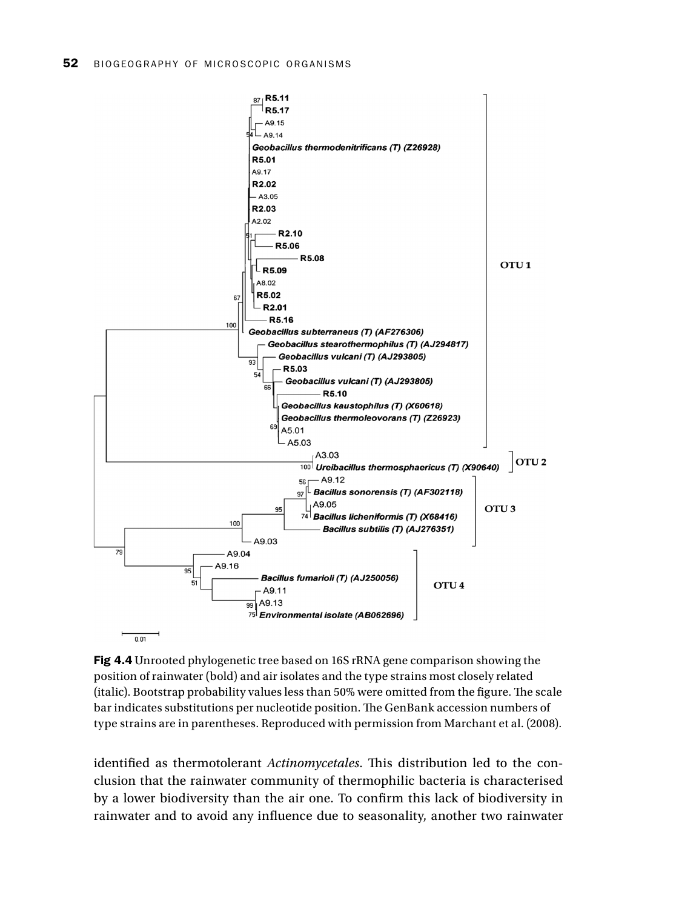87
R5.11
R5.17
A9.15
54
A9.14
Geobacillus thermodenitrificans (T) (Z26928)
R5.01
A9.17
R2.02
A3.05
R2.03
A2.02
51
R2.10
R5.06
R5.08
R5.09
A8.02
67
R5.02
R2.01
R5.16
100
Geobacillus subterraneus (T) (AF276306)
Geobacillus stearothermophilus (T) (AJ294817)
93
Geobacillus vulcani (T) (AJ293805)
54
R5.03
66
Geobacillus vulcani (T) (AJ293805)
R5.10
Geobacillus kaustophilus (T) (X60618)
Geobacillus thermoleovorans (T) (Z26923)
69
A5.01
A5.03
OTU 1
A3.03
100
Ureibacillus thermosphaericus (T) (X90640)
OTU 2
56
A9.12
97
Bacillus sonorensis (T) (AF302118)
95
A9.05
74
Bacillus licheniformis (T) (X68416)
100
Bacillus subtilis (T) (AJ276351)
A9.03
OTU 3
79
A9.04
95
A9.16
51
Bacillus fumarioli (T) (AJ250056)
A9.11
99
A9.13
75
Environmental isolate (AB062696)
OTU 4
0.01

**Fig 4.4** Unrooted phylogenetic tree based on 16S rRNA gene comparison showing the position of rainwater (bold) and air isolates and the type strains most closely related (italic). Bootstrap probability values less than 50% were omitted from the figure. The scale bar indicates substitutions per nucleotide position. The GenBank accession numbers of type strains are in parentheses. Reproduced with permission from Marchant et al. (2008).

identified as thermotolerant *Actinomycetales*. This distribution led to the conclusion that the rainwater community of thermophilic bacteria is characterised by a lower biodiversity than the air one. To confirm this lack of biodiversity in rainwater and to avoid any influence due to seasonality, another two rainwater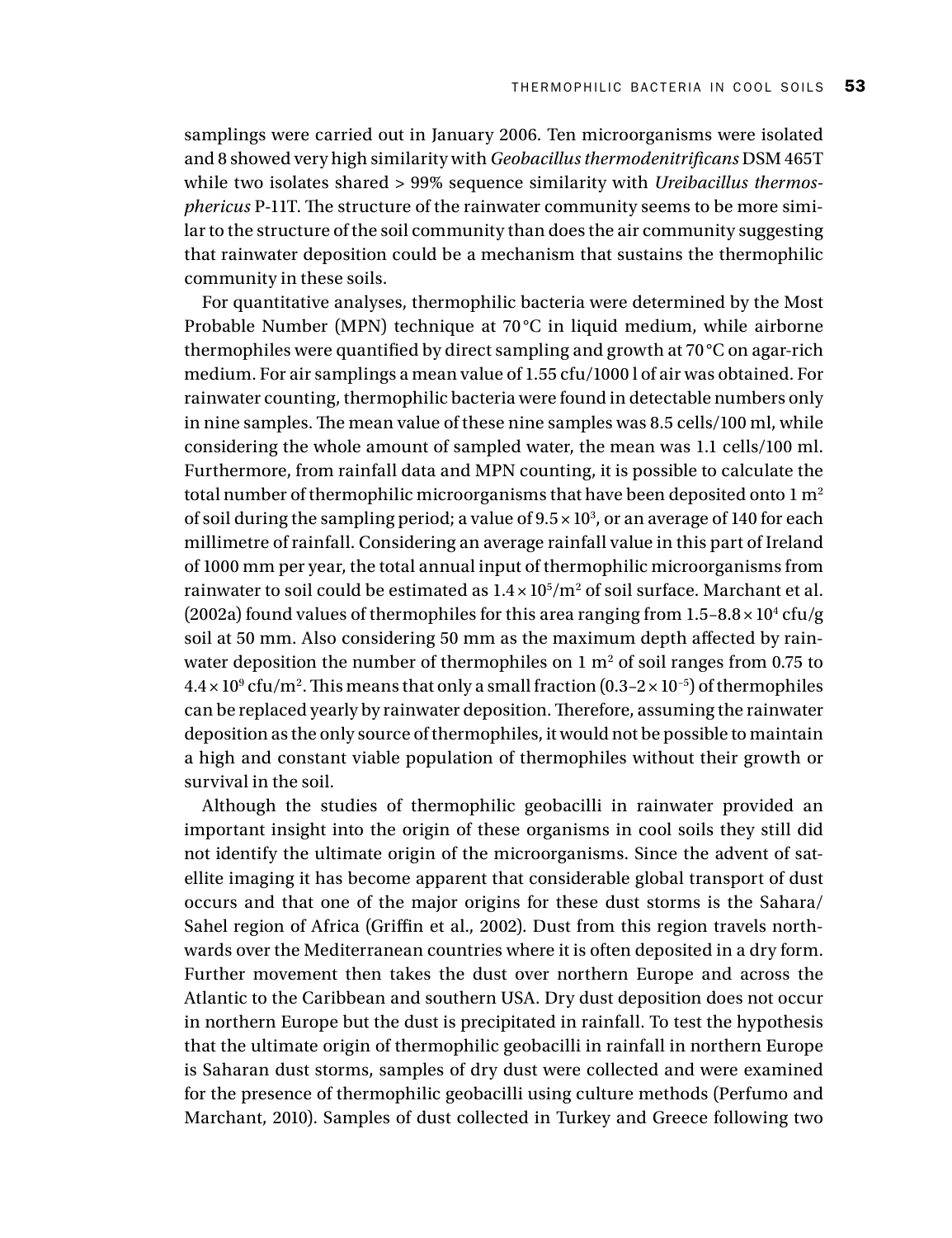samplings were carried out in January 2006. Ten microorganisms were isolated and 8 showed very high similarity with *Geobacillus thermodenitrificans* DSM 465T while two isolates shared > 99% sequence similarity with *Ureibacillus thermosphericus* P-11T. The structure of the rainwater community seems to be more similar to the structure of the soil community than does the air community suggesting that rainwater deposition could be a mechanism that sustains the thermophilic community in these soils.

For quantitative analyses, thermophilic bacteria were determined by the Most Probable Number (MPN) technique at 70 °C in liquid medium, while airborne thermophiles were quantified by direct sampling and growth at 70 °C on agar-rich medium. For air samplings a mean value of 1.55 cfu/1000 l of air was obtained. For rainwater counting, thermophilic bacteria were found in detectable numbers only in nine samples. The mean value of these nine samples was 8.5 cells/100 ml, while considering the whole amount of sampled water, the mean was 1.1 cells/100 ml. Furthermore, from rainfall data and MPN counting, it is possible to calculate the total number of thermophilic microorganisms that have been deposited onto 1 $m^2$ of soil during the sampling period; a value of $9.5 \times 10^3$, or an average of 140 for each millimetre of rainfall. Considering an average rainfall value in this part of Ireland of 1000 mm per year, the total annual input of thermophilic microorganisms from rainwater to soil could be estimated as $1.4 \times 10^5/m^2$ of soil surface. Marchant et al. (2002a) found values of thermophiles for this area ranging from $1.5–8.8 \times 10^4$ cfu/g soil at 50 mm. Also considering 50 mm as the maximum depth affected by rainwater deposition the number of thermophiles on 1 $m^2$ of soil ranges from 0.75 to $4.4 \times 10^9$ cfu/$m^2$. This means that only a small fraction ($0.3–2 \times 10^{-5}$) of thermophiles can be replaced yearly by rainwater deposition. Therefore, assuming the rainwater deposition as the only source of thermophiles, it would not be possible to maintain a high and constant viable population of thermophiles without their growth or survival in the soil.

Although the studies of thermophilic geobacilli in rainwater provided an important insight into the origin of these organisms in cool soils they still did not identify the ultimate origin of the microorganisms. Since the advent of satellite imaging it has become apparent that considerable global transport of dust occurs and that one of the major origins for these dust storms is the Sahara/Sahel region of Africa (Griffin et al., 2002). Dust from this region travels northwards over the Mediterranean countries where it is often deposited in a dry form. Further movement then takes the dust over northern Europe and across the Atlantic to the Caribbean and southern USA. Dry dust deposition does not occur in northern Europe but the dust is precipitated in rainfall. To test the hypothesis that the ultimate origin of thermophilic geobacilli in rainfall in northern Europe is Saharan dust storms, samples of dry dust were collected and were examined for the presence of thermophilic geobacilli using culture methods (Perfumo and Marchant, 2010). Samples of dust collected in Turkey and Greece following two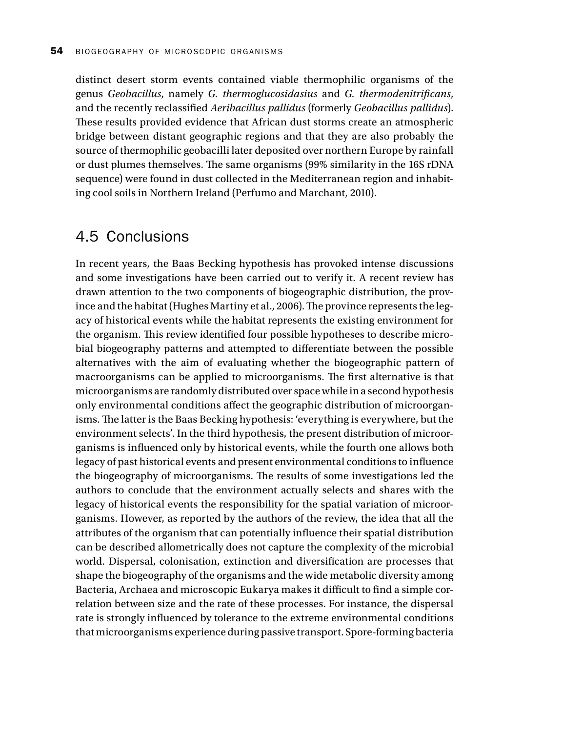distinct desert storm events contained viable thermophilic organisms of the genus *Geobacillus*, namely *G. thermoglucosidasius* and *G. thermodenitrificans*, and the recently reclassified *Aeribacillus pallidus* (formerly *Geobacillus pallidus*). These results provided evidence that African dust storms create an atmospheric bridge between distant geographic regions and that they are also probably the source of thermophilic geobacilli later deposited over northern Europe by rainfall or dust plumes themselves. The same organisms (99% similarity in the 16S rDNA sequence) were found in dust collected in the Mediterranean region and inhabiting cool soils in Northern Ireland (Perfumo and Marchant, 2010).

## 4.5 Conclusions

In recent years, the Baas Becking hypothesis has provoked intense discussions and some investigations have been carried out to verify it. A recent review has drawn attention to the two components of biogeographic distribution, the province and the habitat (Hughes Martiny et al., 2006). The province represents the legacy of historical events while the habitat represents the existing environment for the organism. This review identified four possible hypotheses to describe microbial biogeography patterns and attempted to differentiate between the possible alternatives with the aim of evaluating whether the biogeographic pattern of macroorganisms can be applied to microorganisms. The first alternative is that microorganisms are randomly distributed over space while in a second hypothesis only environmental conditions affect the geographic distribution of microorganisms. The latter is the Baas Becking hypothesis: 'everything is everywhere, but the environment selects'. In the third hypothesis, the present distribution of microorganisms is influenced only by historical events, while the fourth one allows both legacy of past historical events and present environmental conditions to influence the biogeography of microorganisms. The results of some investigations led the authors to conclude that the environment actually selects and shares with the legacy of historical events the responsibility for the spatial variation of microorganisms. However, as reported by the authors of the review, the idea that all the attributes of the organism that can potentially influence their spatial distribution can be described allometrically does not capture the complexity of the microbial world. Dispersal, colonisation, extinction and diversification are processes that shape the biogeography of the organisms and the wide metabolic diversity among Bacteria, Archaea and microscopic Eukarya makes it difficult to find a simple correlation between size and the rate of these processes. For instance, the dispersal rate is strongly influenced by tolerance to the extreme environmental conditions that microorganisms experience during passive transport. Spore-forming bacteria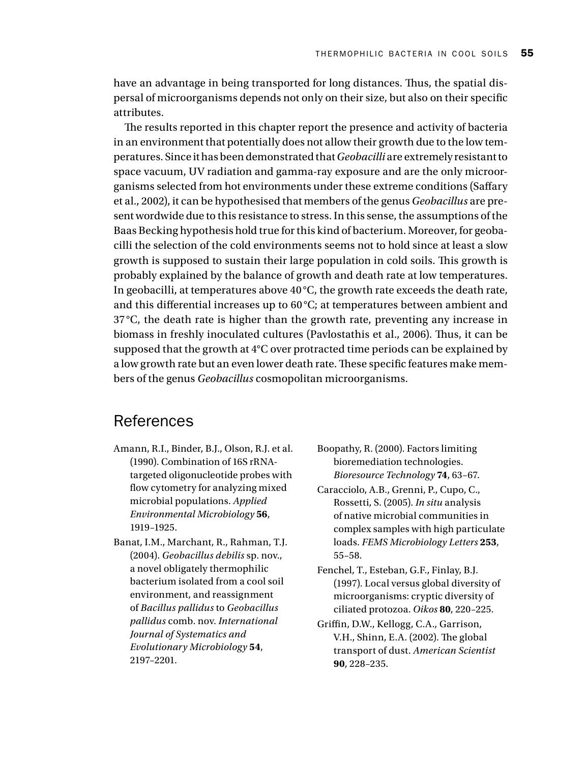have an advantage in being transported for long distances. Thus, the spatial dispersal of microorganisms depends not only on their size, but also on their specific attributes.

The results reported in this chapter report the presence and activity of bacteria in an environment that potentially does not allow their growth due to the low temperatures. Since it has been demonstrated that *Geobacilli* are extremely resistant to space vacuum, UV radiation and gamma-ray exposure and are the only microorganisms selected from hot environments under these extreme conditions (Saffary et al., 2002), it can be hypothesised that members of the genus *Geobacillus* are present wordwide due to this resistance to stress. In this sense, the assumptions of the Baas Becking hypothesis hold true for this kind of bacterium. Moreover, for geobacilli the selection of the cold environments seems not to hold since at least a slow growth is supposed to sustain their large population in cold soils. This growth is probably explained by the balance of growth and death rate at low temperatures. In geobacilli, at temperatures above 40 °C, the growth rate exceeds the death rate, and this differential increases up to 60 °C; at temperatures between ambient and 37 °C, the death rate is higher than the growth rate, preventing any increase in biomass in freshly inoculated cultures (Pavlostathis et al., 2006). Thus, it can be supposed that the growth at 4°C over protracted time periods can be explained by a low growth rate but an even lower death rate. These specific features make members of the genus *Geobacillus* cosmopolitan microorganisms.

## References

Amann, R.I., Binder, B.J., Olson, R.J. et al. (1990). Combination of 16S rRNA-targeted oligonucleotide probes with flow cytometry for analyzing mixed microbial populations. *Applied Environmental Microbiology* **56**, 1919–1925.

Banat, I.M., Marchant, R., Rahman, T.J. (2004). *Geobacillus debilis* sp. nov., a novel obligately thermophilic bacterium isolated from a cool soil environment, and reassignment of *Bacillus pallidus* to *Geobacillus pallidus* comb. nov. *International Journal of Systematics and Evolutionary Microbiology* **54**, 2197–2201.

Boopathy, R. (2000). Factors limiting bioremediation technologies. *Bioresource Technology* **74**, 63–67.

Caracciolo, A.B., Grenni, P., Cupo, C., Rossetti, S. (2005). *In situ* analysis of native microbial communities in complex samples with high particulate loads. *FEMS Microbiology Letters* **253**, 55–58.

Fenchel, T., Esteban, G.F., Finlay, B.J. (1997). Local versus global diversity of microorganisms: cryptic diversity of ciliated protozoa. *Oikos* **80**, 220–225.

Griffin, D.W., Kellogg, C.A., Garrison, V.H., Shinn, E.A. (2002). The global transport of dust. *American Scientist* **90**, 228–235.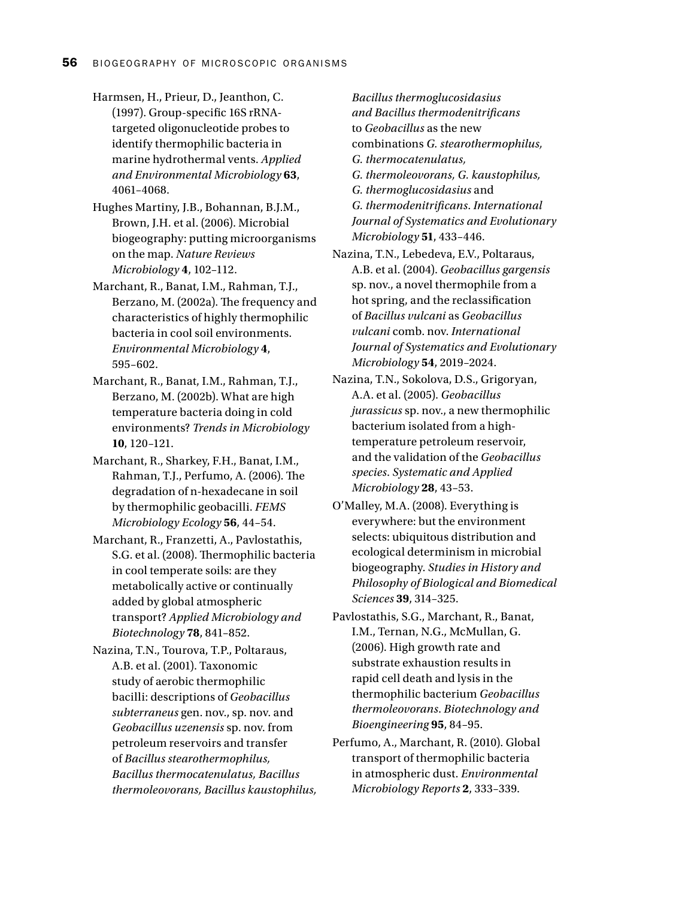Harmsen, H., Prieur, D., Jeanthon, C. (1997). Group-specific 16S rRNA-targeted oligonucleotide probes to identify thermophilic bacteria in marine hydrothermal vents. *Applied and Environmental Microbiology* **63**, 4061–4068.

Hughes Martiny, J.B., Bohannan, B.J.M., Brown, J.H. et al. (2006). Microbial biogeography: putting microorganisms on the map. *Nature Reviews Microbiology* **4**, 102–112.

Marchant, R., Banat, I.M., Rahman, T.J., Berzano, M. (2002a). The frequency and characteristics of highly thermophilic bacteria in cool soil environments. *Environmental Microbiology* **4**, 595–602.

Marchant, R., Banat, I.M., Rahman, T.J., Berzano, M. (2002b). What are high temperature bacteria doing in cold environments? *Trends in Microbiology* **10**, 120–121.

Marchant, R., Sharkey, F.H., Banat, I.M., Rahman, T.J., Perfumo, A. (2006). The degradation of n-hexadecane in soil by thermophilic geobacilli. *FEMS Microbiology Ecology* **56**, 44–54.

Marchant, R., Franzetti, A., Pavlostathis, S.G. et al. (2008). Thermophilic bacteria in cool temperate soils: are they metabolically active or continually added by global atmospheric transport? *Applied Microbiology and Biotechnology* **78**, 841–852.

Nazina, T.N., Tourova, T.P., Poltaraus, A.B. et al. (2001). Taxonomic study of aerobic thermophilic bacilli: descriptions of *Geobacillus subterraneus* gen. nov., sp. nov. and *Geobacillus uzenensis* sp. nov. from petroleum reservoirs and transfer of *Bacillus stearothermophilus, Bacillus thermocatenulatus, Bacillus thermoleovorans, Bacillus kaustophilus, Bacillus thermoglucosidasius and Bacillus thermodenitrificans* to *Geobacillus* as the new combinations *G. stearothermophilus, G. thermocatenulatus, G. thermoleovorans, G. kaustophilus, G. thermoglucosidasius* and *G. thermodenitrificans*. *International Journal of Systematics and Evolutionary Microbiology* **51**, 433–446.

Nazina, T.N., Lebedeva, E.V., Poltaraus, A.B. et al. (2004). *Geobacillus gargensis* sp. nov., a novel thermophile from a hot spring, and the reclassification of *Bacillus vulcani* as *Geobacillus vulcani* comb. nov. *International Journal of Systematics and Evolutionary Microbiology* **54**, 2019–2024.

Nazina, T.N., Sokolova, D.S., Grigoryan, A.A. et al. (2005). *Geobacillus jurassicus* sp. nov., a new thermophilic bacterium isolated from a high-temperature petroleum reservoir, and the validation of the *Geobacillus species*. *Systematic and Applied Microbiology* **28**, 43–53.

O'Malley, M.A. (2008). Everything is everywhere: but the environment selects: ubiquitous distribution and ecological determinism in microbial biogeography. *Studies in History and Philosophy of Biological and Biomedical Sciences* **39**, 314–325.

Pavlostathis, S.G., Marchant, R., Banat, I.M., Ternan, N.G., McMullan, G. (2006). High growth rate and substrate exhaustion results in rapid cell death and lysis in the thermophilic bacterium *Geobacillus thermoleovorans*. *Biotechnology and Bioengineering* **95**, 84–95.

Perfumo, A., Marchant, R. (2010). Global transport of thermophilic bacteria in atmospheric dust. *Environmental Microbiology Reports* **2**, 333–339.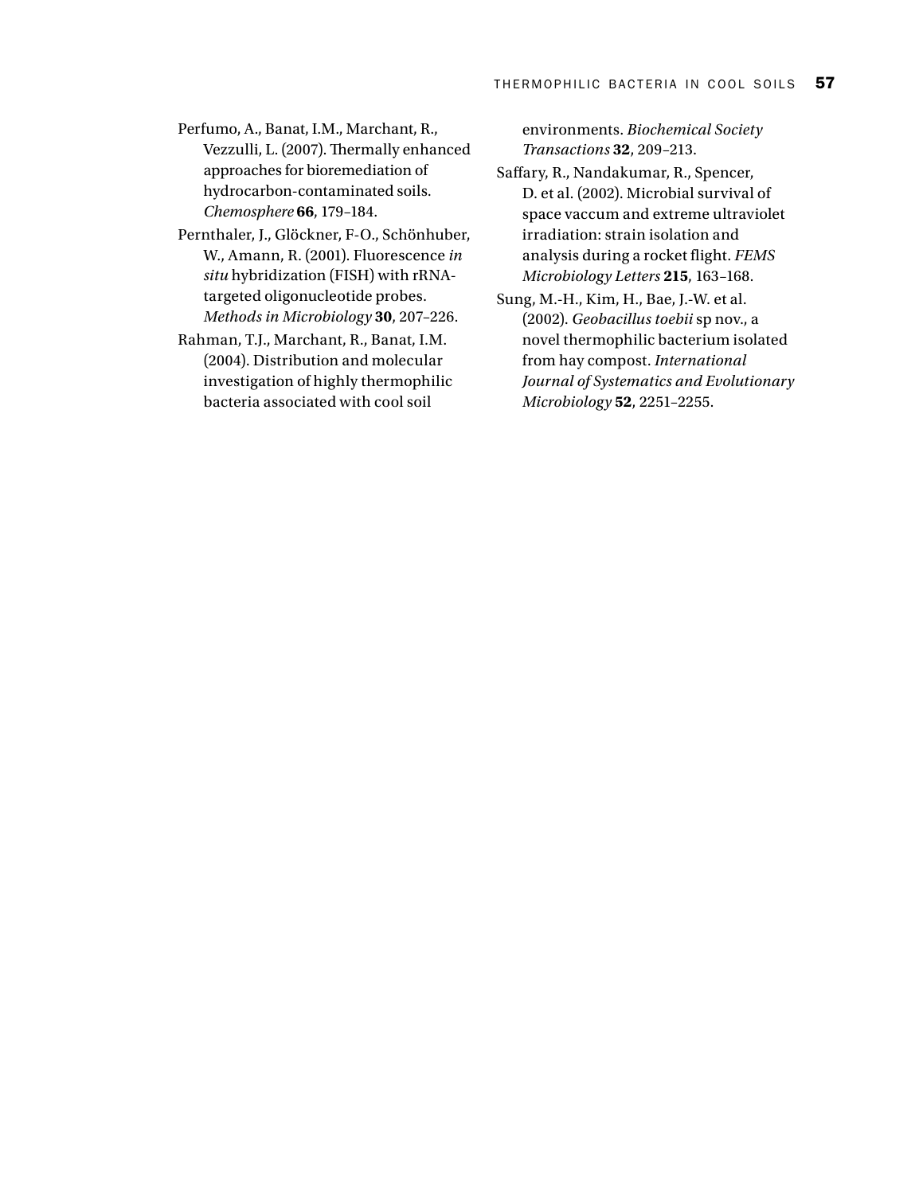Perfumo, A., Banat, I.M., Marchant, R., Vezzulli, L. (2007). Thermally enhanced approaches for bioremediation of hydrocarbon-contaminated soils. *Chemosphere* **66**, 179–184.

Pernthaler, J., Glöckner, F-O., Schönhuber, W., Amann, R. (2001). Fluorescence *in situ* hybridization (FISH) with rRNA-targeted oligonucleotide probes. *Methods in Microbiology* **30**, 207–226.

Rahman, T.J., Marchant, R., Banat, I.M. (2004). Distribution and molecular investigation of highly thermophilic bacteria associated with cool soil environments. *Biochemical Society Transactions* **32**, 209–213.

Saffary, R., Nandakumar, R., Spencer, D. et al. (2002). Microbial survival of space vaccum and extreme ultraviolet irradiation: strain isolation and analysis during a rocket flight. *FEMS Microbiology Letters* **215**, 163–168.

Sung, M.-H., Kim, H., Bae, J.-W. et al. (2002). *Geobacillus toebii* sp nov., a novel thermophilic bacterium isolated from hay compost. *International Journal of Systematics and Evolutionary Microbiology* **52**, 2251–2255.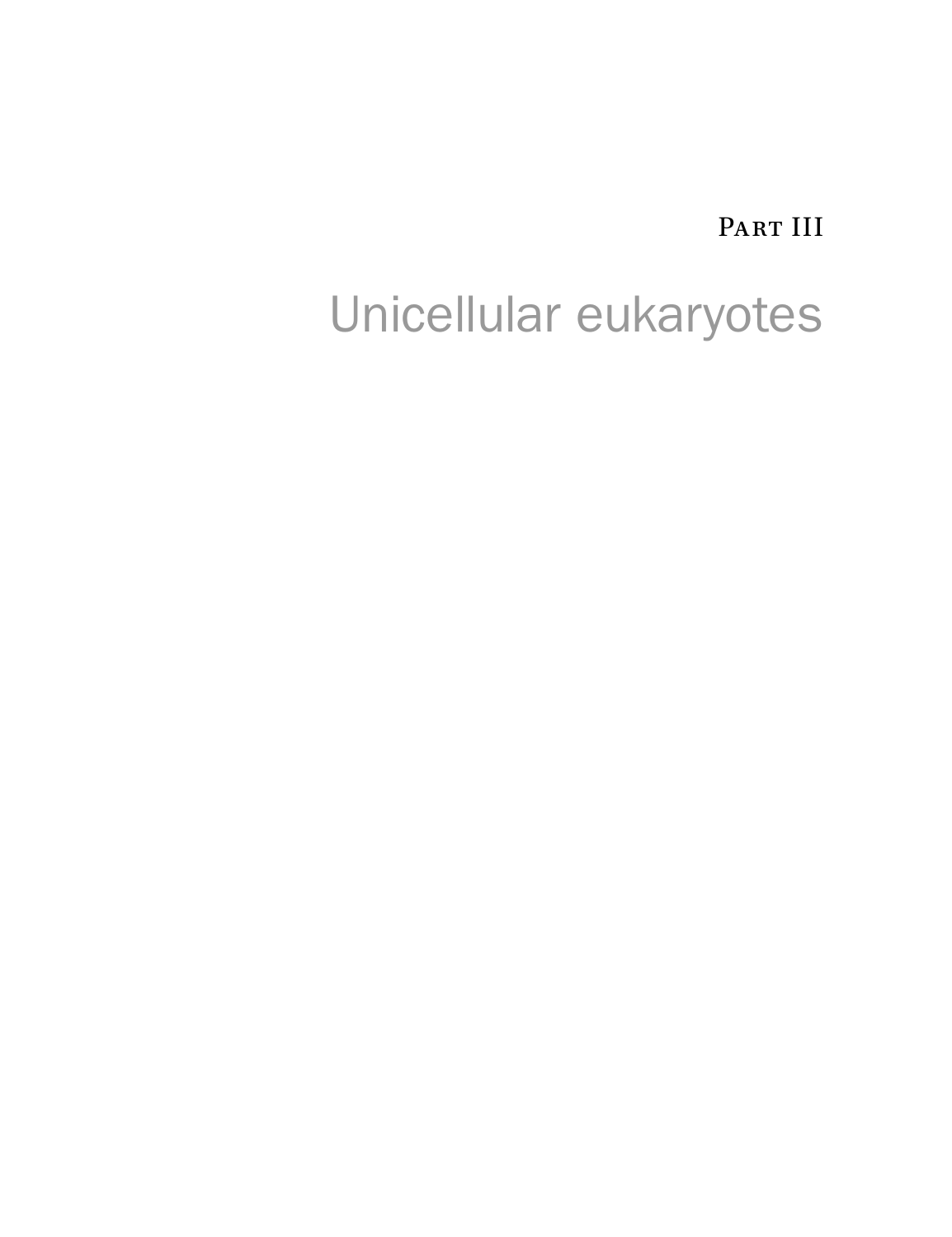# Part III

# Unicellular eukaryotes